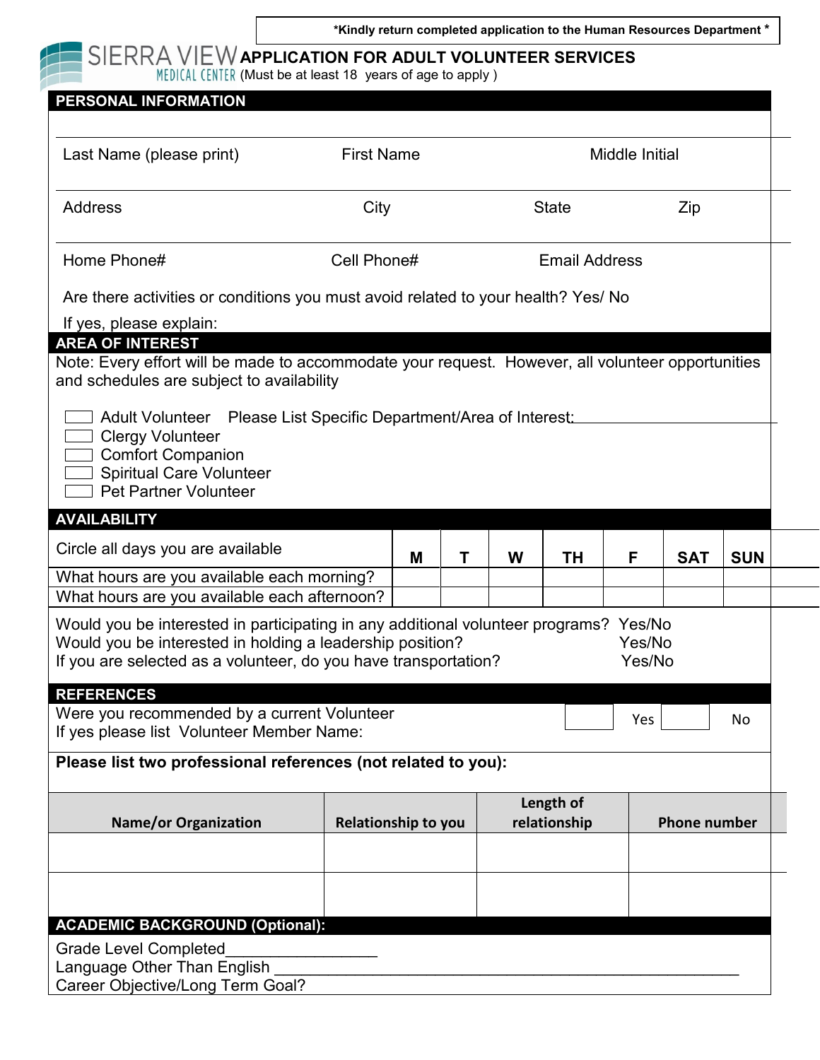*Kindly return completed application to the Human Resources Department *

# SIERRA VIEW MEDICAL CENTER

## APPLICATION FOR ADULT VOLUNTEER SERVICES

(Must be at least 18 years of age to apply )

## PERSONAL INFORMATION

| Last Name (please print) | First Name | Middle Initial | |
|---|---|---|---|
| Address | City | State | Zip |
| Home Phone# | Cell Phone# | Email Address | |

Are there activities or conditions you must avoid related to your health? Yes/ No

If yes, please explain:

## AREA OF INTEREST

Note: Every effort will be made to accommodate your request. However, all volunteer opportunities and schedules are subject to availability

- [ ] Adult Volunteer   Please List Specific Department/Area of Interest: ______________________
- [ ] Clergy Volunteer
- [ ] Comfort Companion
- [ ] Spiritual Care Volunteer
- [ ] Pet Partner Volunteer

## AVAILABILITY

| Circle all days you are available | M | T | W | TH | F | SAT | SUN |
|---|---|---|---|---|---|---|---|
| What hours are you available each morning? | | | | | | | |
| What hours are you available each afternoon? | | | | | | | |

Would you be interested in participating in any additional volunteer programs? Yes/No
Would you be interested in holding a leadership position? Yes/No
If you are selected as a volunteer, do you have transportation? Yes/No

## REFERENCES

Were you recommended by a current Volunteer   [ ] Yes   [ ] No
If yes please list Volunteer Member Name:

**Please list two professional references (not related to you):**

| Name/or Organization | Relationship to you | Length of relationship | Phone number |
|---|---|---|---|
| | | | |
| | | | |

## ACADEMIC BACKGROUND (Optional):

Grade Level Completed_________________
Language Other Than English ______________________________________________________
Career Objective/Long Term Goal?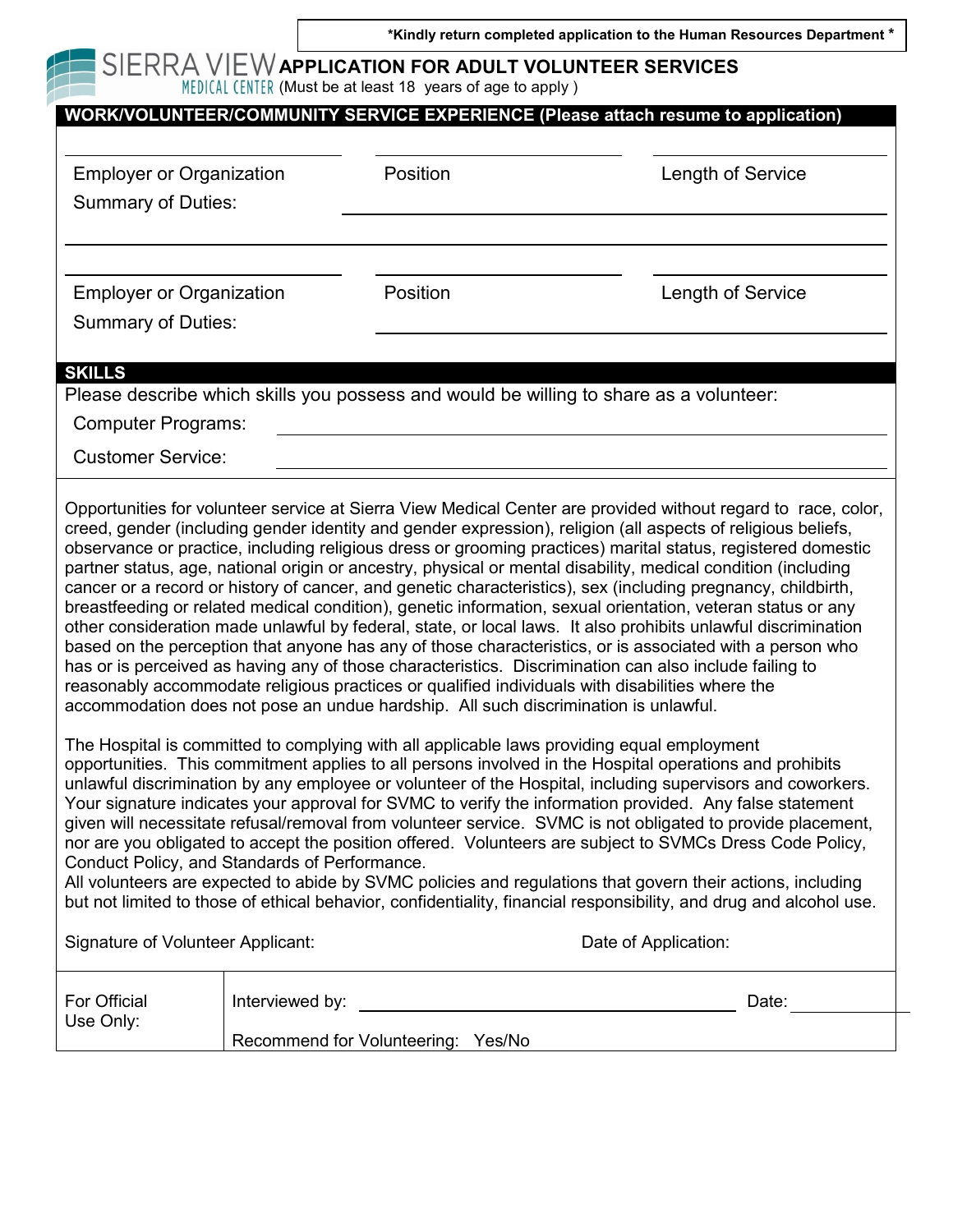*Kindly return completed application to the Human Resources Department *

SIERRA VIEW MEDICAL CENTER

# APPLICATION FOR ADULT VOLUNTEER SERVICES

(Must be at least 18 years of age to apply )

## WORK/VOLUNTEER/COMMUNITY SERVICE EXPERIENCE (Please attach resume to application)

Employer or Organization ______ Position ______ Length of Service ______

Summary of Duties: ______

Employer or Organization ______ Position ______ Length of Service ______

Summary of Duties: ______

## SKILLS

Please describe which skills you possess and would be willing to share as a volunteer:

Computer Programs: ______

Customer Service: ______

Opportunities for volunteer service at Sierra View Medical Center are provided without regard to race, color, creed, gender (including gender identity and gender expression), religion (all aspects of religious beliefs, observance or practice, including religious dress or grooming practices) marital status, registered domestic partner status, age, national origin or ancestry, physical or mental disability, medical condition (including cancer or a record or history of cancer, and genetic characteristics), sex (including pregnancy, childbirth, breastfeeding or related medical condition), genetic information, sexual orientation, veteran status or any other consideration made unlawful by federal, state, or local laws. It also prohibits unlawful discrimination based on the perception that anyone has any of those characteristics, or is associated with a person who has or is perceived as having any of those characteristics. Discrimination can also include failing to reasonably accommodate religious practices or qualified individuals with disabilities where the accommodation does not pose an undue hardship. All such discrimination is unlawful.

The Hospital is committed to complying with all applicable laws providing equal employment opportunities. This commitment applies to all persons involved in the Hospital operations and prohibits unlawful discrimination by any employee or volunteer of the Hospital, including supervisors and coworkers. Your signature indicates your approval for SVMC to verify the information provided. Any false statement given will necessitate refusal/removal from volunteer service. SVMC is not obligated to provide placement, nor are you obligated to accept the position offered. Volunteers are subject to SVMCs Dress Code Policy, Conduct Policy, and Standards of Performance.
All volunteers are expected to abide by SVMC policies and regulations that govern their actions, including but not limited to those of ethical behavior, confidentiality, financial responsibility, and drug and alcohol use.

Signature of Volunteer Applicant: Date of Application:

| | |
|---|---|
| For Official Use Only: | Interviewed by: ______ Date: ______<br>Recommend for Volunteering: Yes/No |